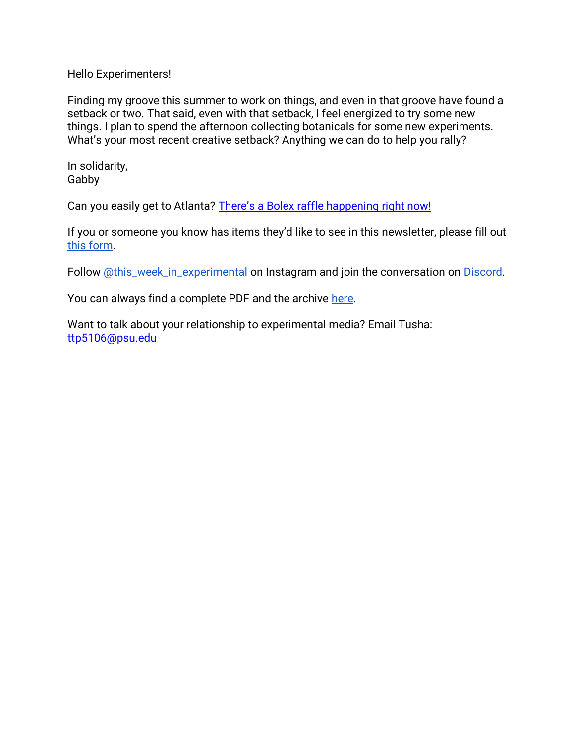Hello Experimenters!

Finding my groove this summer to work on things, and even in that groove have found a setback or two. That said, even with that setback, I feel energized to try some new things. I plan to spend the afternoon collecting botanicals for some new experiments. What's your most recent creative setback? Anything we can do to help you rally?

In solidarity,
Gabby

Can you easily get to Atlanta? There's a Bolex raffle happening right now!

If you or someone you know has items they'd like to see in this newsletter, please fill out this form.

Follow @this_week_in_experimental on Instagram and join the conversation on Discord.

You can always find a complete PDF and the archive here.

Want to talk about your relationship to experimental media? Email Tusha: ttp5106@psu.edu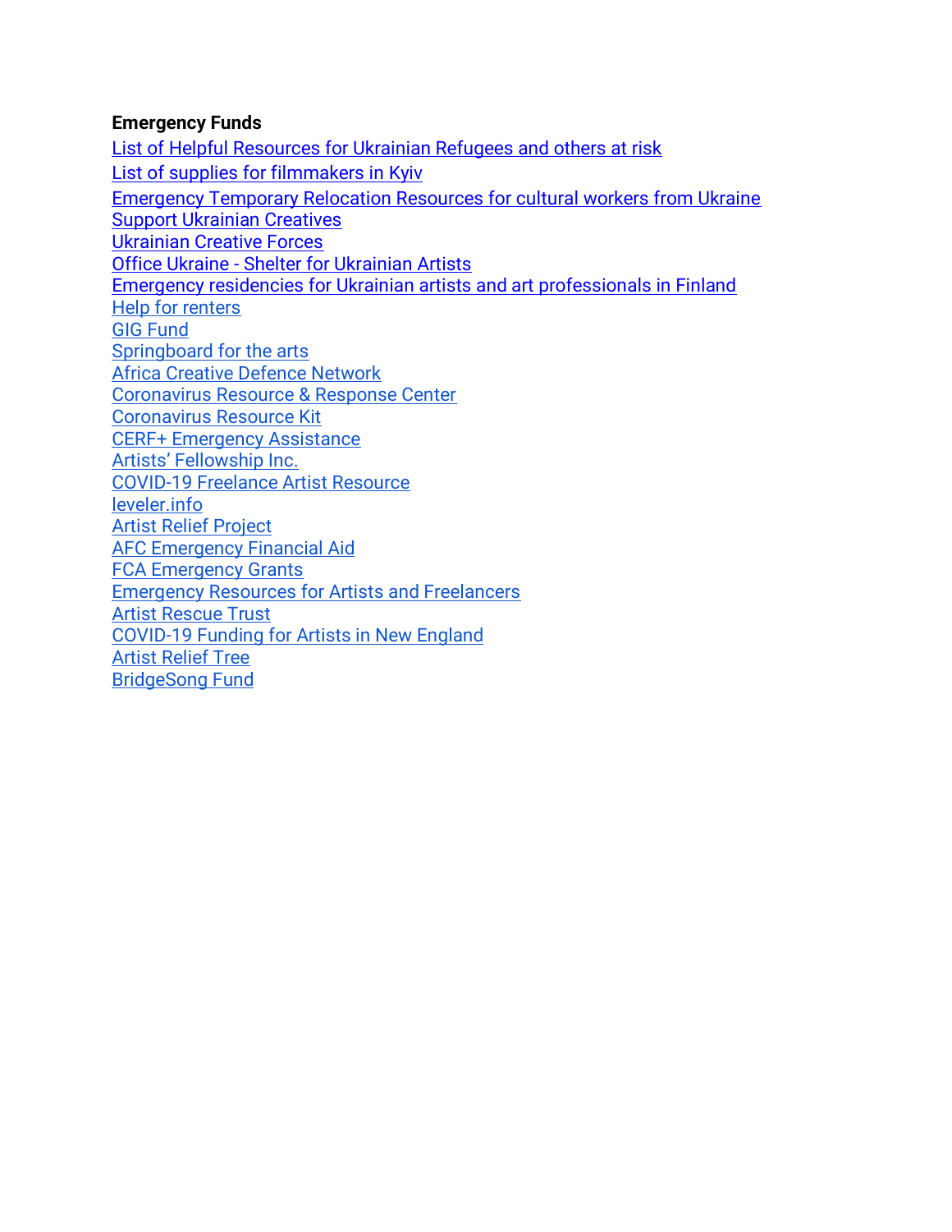**Emergency Funds**

List of Helpful Resources for Ukrainian Refugees and others at risk
List of supplies for filmmakers in Kyiv
Emergency Temporary Relocation Resources for cultural workers from Ukraine
Support Ukrainian Creatives
Ukrainian Creative Forces
Office Ukraine - Shelter for Ukrainian Artists
Emergency residencies for Ukrainian artists and art professionals in Finland
Help for renters
GIG Fund
Springboard for the arts
Africa Creative Defence Network
Coronavirus Resource & Response Center
Coronavirus Resource Kit
CERF+ Emergency Assistance
Artists' Fellowship Inc.
COVID-19 Freelance Artist Resource
leveler.info
Artist Relief Project
AFC Emergency Financial Aid
FCA Emergency Grants
Emergency Resources for Artists and Freelancers
Artist Rescue Trust
COVID-19 Funding for Artists in New England
Artist Relief Tree
BridgeSong Fund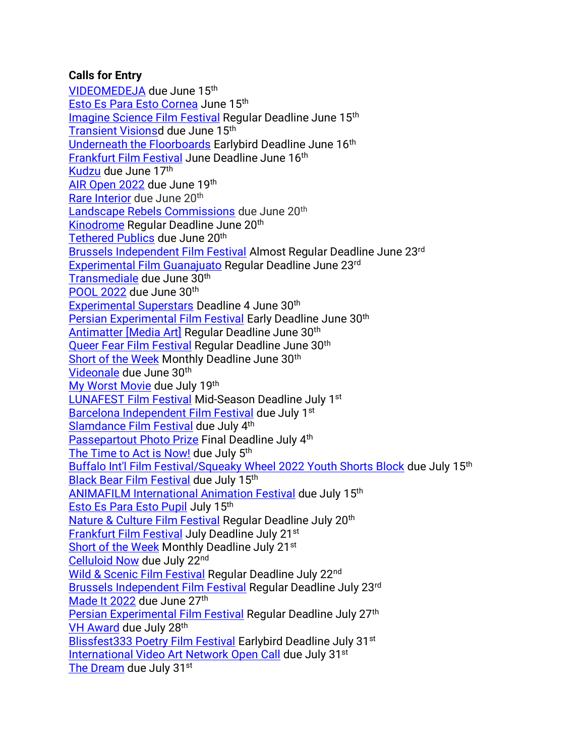**Calls for Entry**

VIDEOMEDEJA due June 15th
Esto Es Para Esto Cornea June 15th
Imagine Science Film Festival Regular Deadline June 15th
Transient Visionsd due June 15th
Underneath the Floorboards Earlybird Deadline June 16th
Frankfurt Film Festival June Deadline June 16th
Kudzu due June 17th
AIR Open 2022 due June 19th
Rare Interior due June 20th
Landscape Rebels Commissions due June 20th
Kinodrome Regular Deadline June 20th
Tethered Publics due June 20th
Brussels Independent Film Festival Almost Regular Deadline June 23rd
Experimental Film Guanajuato Regular Deadline June 23rd
Transmediale due June 30th
POOL 2022 due June 30th
Experimental Superstars Deadline 4 June 30th
Persian Experimental Film Festival Early Deadline June 30th
Antimatter [Media Art] Regular Deadline June 30th
Queer Fear Film Festival Regular Deadline June 30th
Short of the Week Monthly Deadline June 30th
Videonale due June 30th
My Worst Movie due July 19th
LUNAFEST Film Festival Mid-Season Deadline July 1st
Barcelona Independent Film Festival due July 1st
Slamdance Film Festival due July 4th
Passepartout Photo Prize Final Deadline July 4th
The Time to Act is Now! due July 5th
Buffalo Int'l Film Festival/Squeaky Wheel 2022 Youth Shorts Block due July 15th
Black Bear Film Festival due July 15th
ANIMAFILM International Animation Festival due July 15th
Esto Es Para Esto Pupil July 15th
Nature & Culture Film Festival Regular Deadline July 20th
Frankfurt Film Festival July Deadline July 21st
Short of the Week Monthly Deadline July 21st
Celluloid Now due July 22nd
Wild & Scenic Film Festival Regular Deadline July 22nd
Brussels Independent Film Festival Regular Deadline July 23rd
Made It 2022 due June 27th
Persian Experimental Film Festival Regular Deadline July 27th
VH Award due July 28th
Blissfest333 Poetry Film Festival Earlybird Deadline July 31st
International Video Art Network Open Call due July 31st
The Dream due July 31st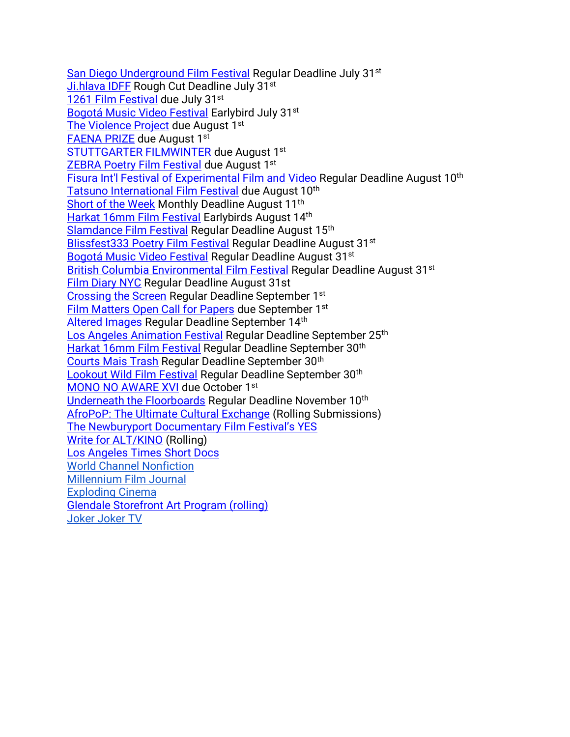San Diego Underground Film Festival Regular Deadline July 31st
Ji.hlava IDFF Rough Cut Deadline July 31st
1261 Film Festival due July 31st
Bogotá Music Video Festival Earlybird July 31st
The Violence Project due August 1st
FAENA PRIZE due August 1st
STUTTGARTER FILMWINTER due August 1st
ZEBRA Poetry Film Festival due August 1st
Fisura Int'l Festival of Experimental Film and Video Regular Deadline August 10th
Tatsuno International Film Festival due August 10th
Short of the Week Monthly Deadline August 11th
Harkat 16mm Film Festival Earlybirds August 14th
Slamdance Film Festival Regular Deadline August 15th
Blissfest333 Poetry Film Festival Regular Deadline August 31st
Bogotá Music Video Festival Regular Deadline August 31st
British Columbia Environmental Film Festival Regular Deadline August 31st
Film Diary NYC Regular Deadline August 31st
Crossing the Screen Regular Deadline September 1st
Film Matters Open Call for Papers due September 1st
Altered Images Regular Deadline September 14th
Los Angeles Animation Festival Regular Deadline September 25th
Harkat 16mm Film Festival Regular Deadline September 30th
Courts Mais Trash Regular Deadline September 30th
Lookout Wild Film Festival Regular Deadline September 30th
MONO NO AWARE XVI due October 1st
Underneath the Floorboards Regular Deadline November 10th
AfroPoP: The Ultimate Cultural Exchange (Rolling Submissions)
The Newburyport Documentary Film Festival's YES
Write for ALT/KINO (Rolling)
Los Angeles Times Short Docs
World Channel Nonfiction
Millennium Film Journal
Exploding Cinema
Glendale Storefront Art Program (rolling)
Joker Joker TV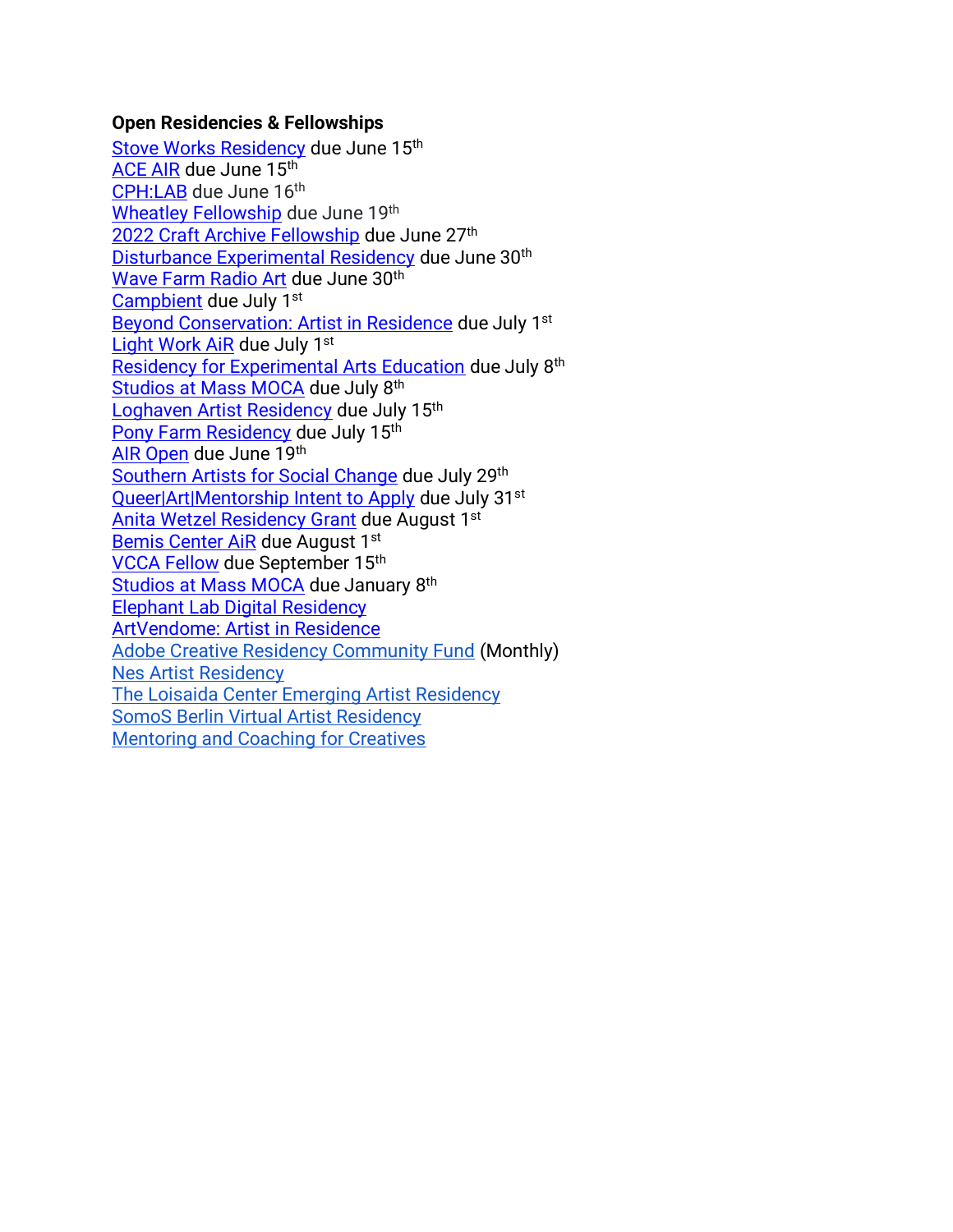**Open Residencies & Fellowships**

Stove Works Residency due June 15th
ACE AIR due June 15th
CPH:LAB due June 16th
Wheatley Fellowship due June 19th
2022 Craft Archive Fellowship due June 27th
Disturbance Experimental Residency due June 30th
Wave Farm Radio Art due June 30th
Campbient due July 1st
Beyond Conservation: Artist in Residence due July 1st
Light Work AiR due July 1st
Residency for Experimental Arts Education due July 8th
Studios at Mass MOCA due July 8th
Loghaven Artist Residency due July 15th
Pony Farm Residency due July 15th
AIR Open due June 19th
Southern Artists for Social Change due July 29th
Queer|Art|Mentorship Intent to Apply due July 31st
Anita Wetzel Residency Grant due August 1st
Bemis Center AiR due August 1st
VCCA Fellow due September 15th
Studios at Mass MOCA due January 8th
Elephant Lab Digital Residency
ArtVendome: Artist in Residence
Adobe Creative Residency Community Fund (Monthly)
Nes Artist Residency
The Loisaida Center Emerging Artist Residency
SomoS Berlin Virtual Artist Residency
Mentoring and Coaching for Creatives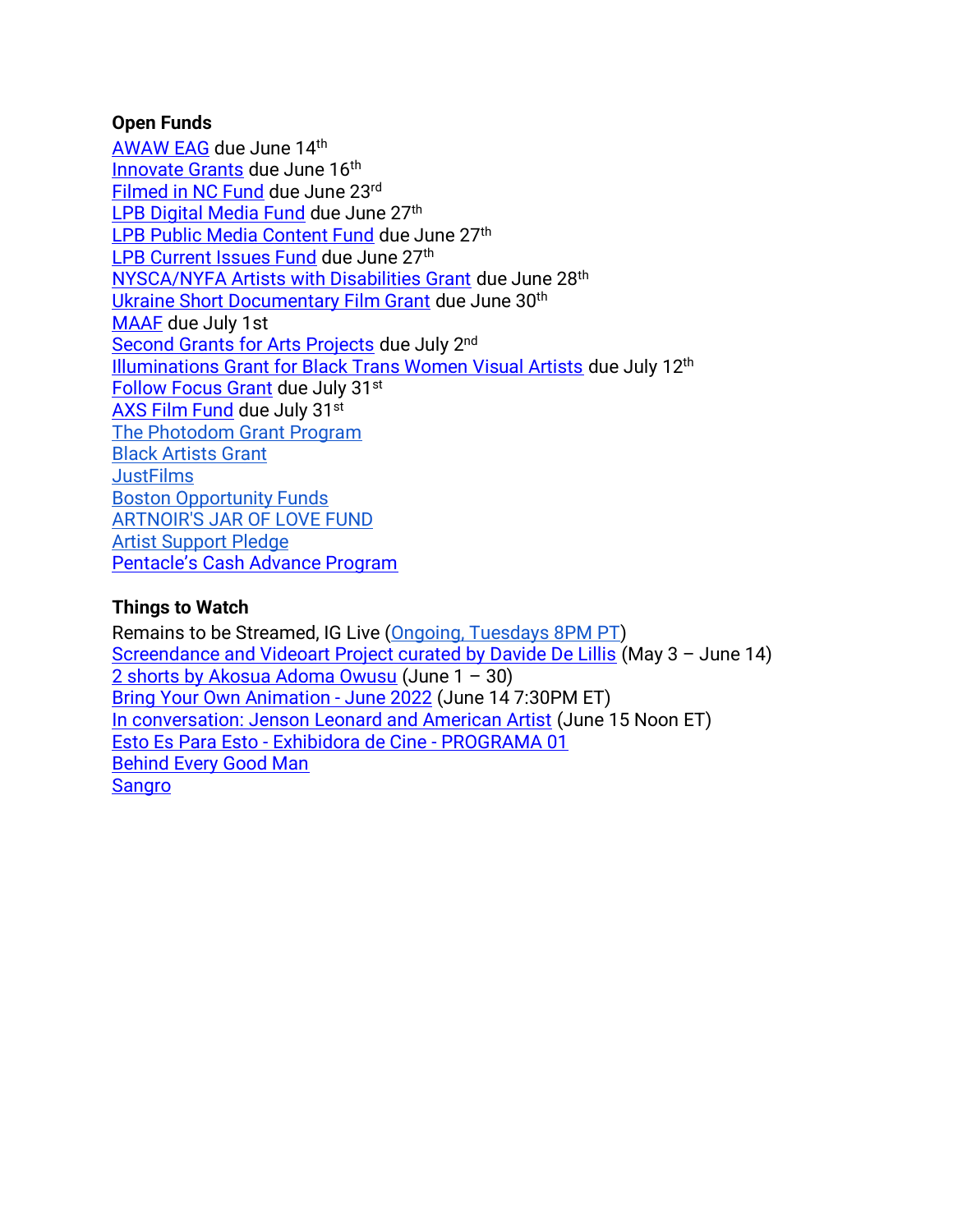**Open Funds**

AWAW EAG due June 14th
Innovate Grants due June 16th
Filmed in NC Fund due June 23rd
LPB Digital Media Fund due June 27th
LPB Public Media Content Fund due June 27th
LPB Current Issues Fund due June 27th
NYSCA/NYFA Artists with Disabilities Grant due June 28th
Ukraine Short Documentary Film Grant due June 30th
MAAF due July 1st
Second Grants for Arts Projects due July 2nd
Illuminations Grant for Black Trans Women Visual Artists due July 12th
Follow Focus Grant due July 31st
AXS Film Fund due July 31st
The Photodom Grant Program
Black Artists Grant
JustFilms
Boston Opportunity Funds
ARTNOIR'S JAR OF LOVE FUND
Artist Support Pledge
Pentacle's Cash Advance Program

**Things to Watch**

Remains to be Streamed, IG Live (Ongoing, Tuesdays 8PM PT)
Screendance and Videoart Project curated by Davide De Lillis (May 3 – June 14)
2 shorts by Akosua Adoma Owusu (June 1 – 30)
Bring Your Own Animation - June 2022 (June 14 7:30PM ET)
In conversation: Jenson Leonard and American Artist (June 15 Noon ET)
Esto Es Para Esto - Exhibidora de Cine - PROGRAMA 01
Behind Every Good Man
Sangro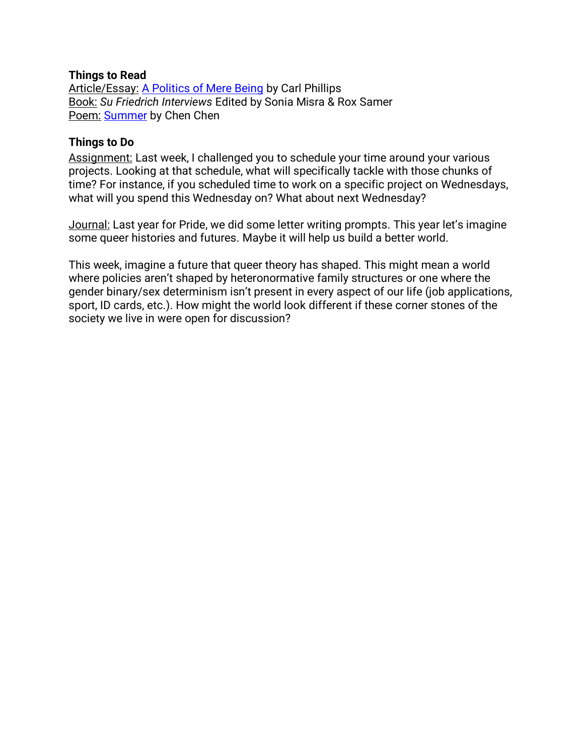**Things to Read**

Article/Essay: A Politics of Mere Being by Carl Phillips
Book: *Su Friedrich Interviews* Edited by Sonia Misra & Rox Samer
Poem: Summer by Chen Chen

**Things to Do**

Assignment: Last week, I challenged you to schedule your time around your various projects. Looking at that schedule, what will specifically tackle with those chunks of time? For instance, if you scheduled time to work on a specific project on Wednesdays, what will you spend this Wednesday on? What about next Wednesday?

Journal: Last year for Pride, we did some letter writing prompts. This year let's imagine some queer histories and futures. Maybe it will help us build a better world.

This week, imagine a future that queer theory has shaped. This might mean a world where policies aren't shaped by heteronormative family structures or one where the gender binary/sex determinism isn't present in every aspect of our life (job applications, sport, ID cards, etc.). How might the world look different if these corner stones of the society we live in were open for discussion?